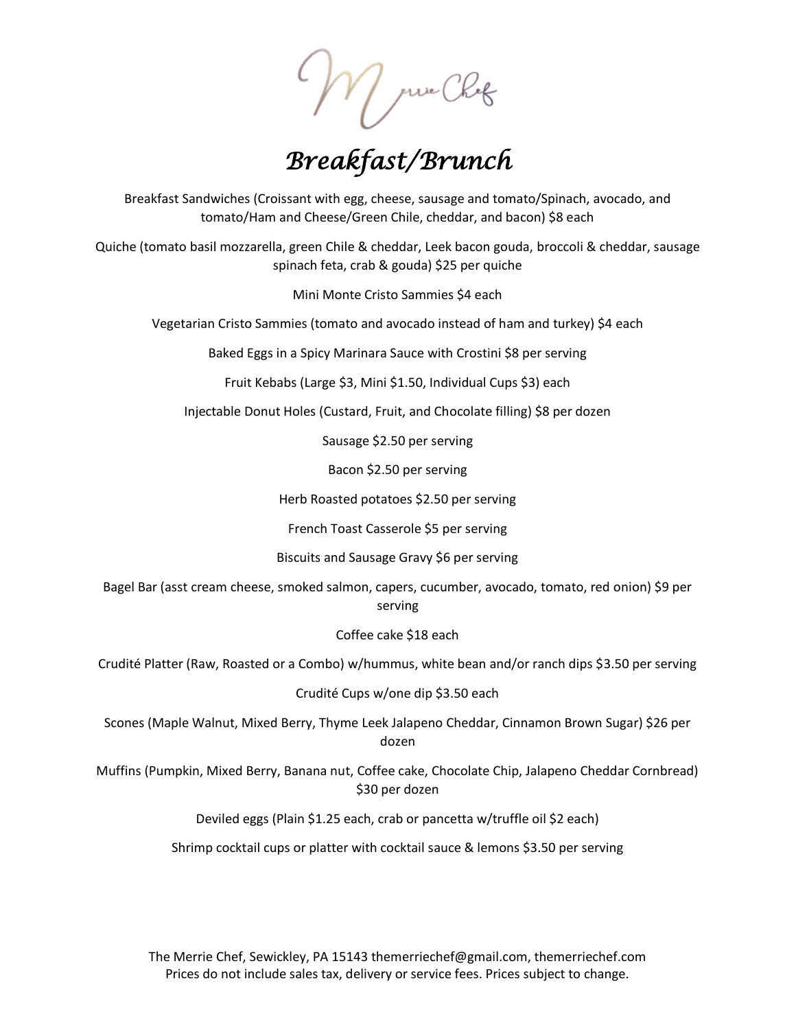Merrie Chef

# *Breakfast/Brunch*

Breakfast Sandwiches (Croissant with egg, cheese, sausage and tomato/Spinach, avocado, and tomato/Ham and Cheese/Green Chile, cheddar, and bacon) $8 each

Quiche (tomato basil mozzarella, green Chile & cheddar, Leek bacon gouda, broccoli & cheddar, sausage spinach feta, crab & gouda) $25 per quiche

Mini Monte Cristo Sammies $4 each

Vegetarian Cristo Sammies (tomato and avocado instead of ham and turkey) $4 each

Baked Eggs in a Spicy Marinara Sauce with Crostini $8 per serving

Fruit Kebabs (Large $3, Mini $1.50, Individual Cups $3) each

Injectable Donut Holes (Custard, Fruit, and Chocolate filling) $8 per dozen

Sausage $2.50 per serving

Bacon $2.50 per serving

Herb Roasted potatoes $2.50 per serving

French Toast Casserole $5 per serving

Biscuits and Sausage Gravy $6 per serving

Bagel Bar (asst cream cheese, smoked salmon, capers, cucumber, avocado, tomato, red onion) $9 per serving

Coffee cake $18 each

Crudité Platter (Raw, Roasted or a Combo) w/hummus, white bean and/or ranch dips $3.50 per serving

Crudité Cups w/one dip $3.50 each

Scones (Maple Walnut, Mixed Berry, Thyme Leek Jalapeno Cheddar, Cinnamon Brown Sugar) $26 per dozen

Muffins (Pumpkin, Mixed Berry, Banana nut, Coffee cake, Chocolate Chip, Jalapeno Cheddar Cornbread) $30 per dozen

Deviled eggs (Plain $1.25 each, crab or pancetta w/truffle oil $2 each)

Shrimp cocktail cups or platter with cocktail sauce & lemons $3.50 per serving

The Merrie Chef, Sewickley, PA 15143 themerriechef@gmail.com, themerriechef.com
Prices do not include sales tax, delivery or service fees. Prices subject to change.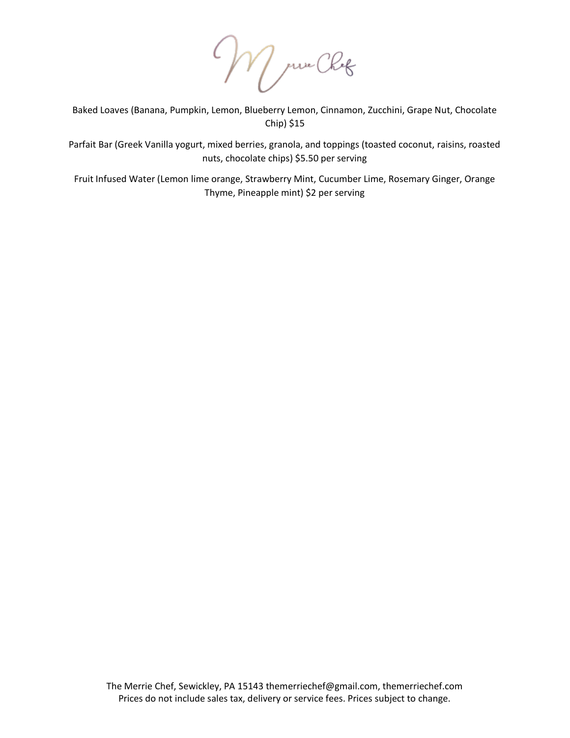Baked Loaves (Banana, Pumpkin, Lemon, Blueberry Lemon, Cinnamon, Zucchini, Grape Nut, Chocolate Chip) $15

Parfait Bar (Greek Vanilla yogurt, mixed berries, granola, and toppings (toasted coconut, raisins, roasted nuts, chocolate chips) $5.50 per serving

Fruit Infused Water (Lemon lime orange, Strawberry Mint, Cucumber Lime, Rosemary Ginger, Orange Thyme, Pineapple mint) $2 per serving